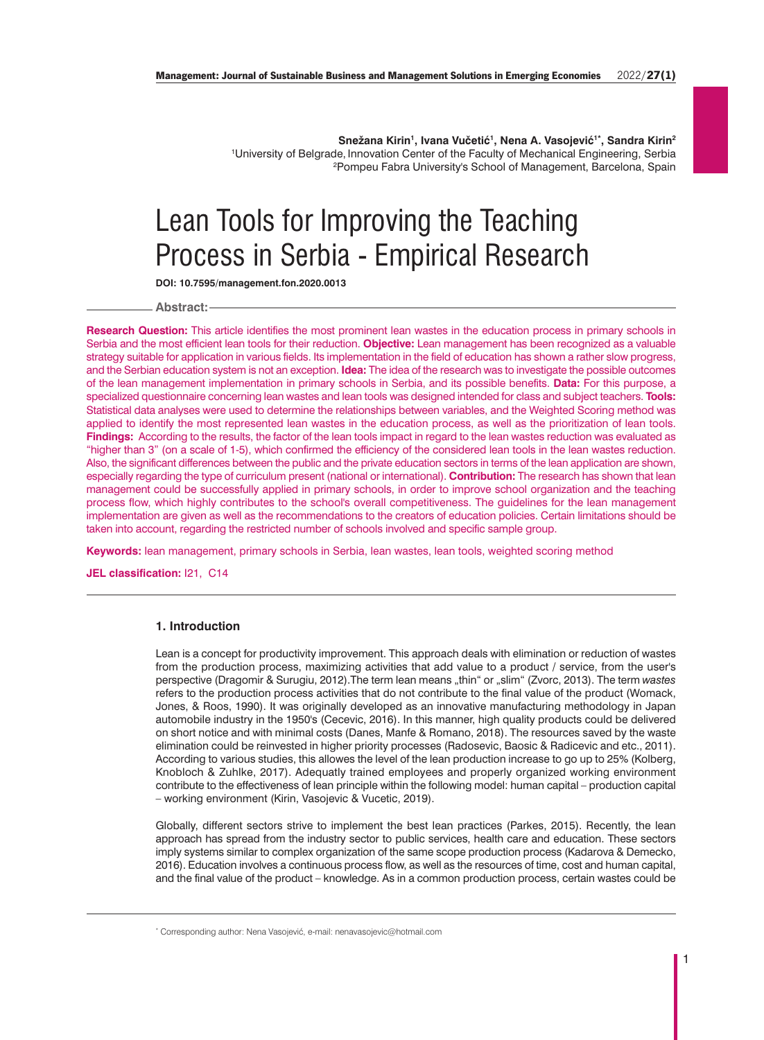Snežana Kirin[1], Ivana Vučetić[1], Nena A. Vasojević[1*], Sandra Kirin[2]
[1]University of Belgrade, Innovation Center of the Faculty of Mechanical Engineering, Serbia
[2]Pompeu Fabra University's School of Management, Barcelona, Spain

# Lean Tools for Improving the Teaching Process in Serbia - Empirical Research

**DOI: 10.7595/management.fon.2020.0013**

## Abstract:

**Research Question:** This article identifies the most prominent lean wastes in the education process in primary schools in Serbia and the most efficient lean tools for their reduction. **Objective:** Lean management has been recognized as a valuable strategy suitable for application in various fields. Its implementation in the field of education has shown a rather slow progress, and the Serbian education system is not an exception. **Idea:** The idea of the research was to investigate the possible outcomes of the lean management implementation in primary schools in Serbia, and its possible benefits. **Data:** For this purpose, a specialized questionnaire concerning lean wastes and lean tools was designed intended for class and subject teachers. **Tools:** Statistical data analyses were used to determine the relationships between variables, and the Weighted Scoring method was applied to identify the most represented lean wastes in the education process, as well as the prioritization of lean tools. **Findings:** According to the results, the factor of the lean tools impact in regard to the lean wastes reduction was evaluated as "higher than 3" (on a scale of 1-5), which confirmed the efficiency of the considered lean tools in the lean wastes reduction. Also, the significant differences between the public and the private education sectors in terms of the lean application are shown, especially regarding the type of curriculum present (national or international). **Contribution:** The research has shown that lean management could be successfully applied in primary schools, in order to improve school organization and the teaching process flow, which highly contributes to the school's overall competitiveness. The guidelines for the lean management implementation are given as well as the recommendations to the creators of education policies. Certain limitations should be taken into account, regarding the restricted number of schools involved and specific sample group.

**Keywords:** lean management, primary schools in Serbia, lean wastes, lean tools, weighted scoring method

**JEL classification:** I21, C14

## 1. Introduction

Lean is a concept for productivity improvement. This approach deals with elimination or reduction of wastes from the production process, maximizing activities that add value to a product / service, from the user's perspective (Dragomir & Surugiu, 2012).The term lean means „thin" or „slim" (Zvorc, 2013). The term *wastes* refers to the production process activities that do not contribute to the final value of the product (Womack, Jones, & Roos, 1990). It was originally developed as an innovative manufacturing methodology in Japan automobile industry in the 1950's (Cecevic, 2016). In this manner, high quality products could be delivered on short notice and with minimal costs (Danes, Manfe & Romano, 2018). The resources saved by the waste elimination could be reinvested in higher priority processes (Radosevic, Baosic & Radicevic and etc., 2011). According to various studies, this allowes the level of the lean production increase to go up to 25% (Kolberg, Knobloch & Zuhlke, 2017). Adequatly trained employees and properly organized working environment contribute to the effectiveness of lean principle within the following model: human capital – production capital – working environment (Kirin, Vasojevic & Vucetic, 2019).

Globally, different sectors strive to implement the best lean practices (Parkes, 2015). Recently, the lean approach has spread from the industry sector to public services, health care and education. These sectors imply systems similar to complex organization of the same scope production process (Kadarova & Demecko, 2016). Education involves a continuous process flow, as well as the resources of time, cost and human capital, and the final value of the product – knowledge. As in a common production process, certain wastes could be

* Corresponding author: Nena Vasojević, e-mail: nenavasojevic@hotmail.com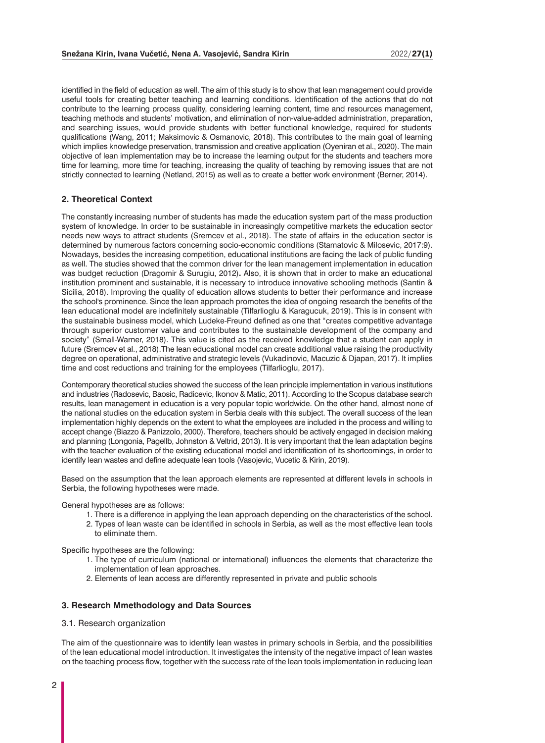identified in the field of education as well. The aim of this study is to show that lean management could provide useful tools for creating better teaching and learning conditions. Identification of the actions that do not contribute to the learning process quality, considering learning content, time and resources management, teaching methods and students' motivation, and elimination of non-value-added administration, preparation, and searching issues, would provide students with better functional knowledge, required for students' qualifications (Wang, 2011; Maksimovic & Osmanovic, 2018). This contributes to the main goal of learning which implies knowledge preservation, transmission and creative application (Oyeniran et al., 2020). The main objective of lean implementation may be to increase the learning output for the students and teachers more time for learning, more time for teaching, increasing the quality of teaching by removing issues that are not strictly connected to learning (Netland, 2015) as well as to create a better work environment (Berner, 2014).

## 2. Theoretical Context

The constantly increasing number of students has made the education system part of the mass production system of knowledge. In order to be sustainable in increasingly competitive markets the education sector needs new ways to attract students (Sremcev et al., 2018). The state of affairs in the education sector is determined by numerous factors concerning socio-economic conditions (Stamatovic & Milosevic, 2017:9). Nowadays, besides the increasing competition, educational institutions are facing the lack of public funding as well. The studies showed that the common driver for the lean management implementation in education was budget reduction (Dragomir & Surugiu, 2012)**.** Also, it is shown that in order to make an educational institution prominent and sustainable, it is necessary to introduce innovative schooling methods (Santin & Sicilia, 2018). Improving the quality of education allows students to better their performance and increase the school's prominence. Since the lean approach promotes the idea of ongoing research the benefits of the lean educational model are indefinitely sustainable (Tilfarlioglu & Karagucuk, 2019). This is in consent with the sustainable business model, which Ludeke-Freund defined as one that "creates competitive advantage through superior customer value and contributes to the sustainable development of the company and society" (Small-Warner, 2018). This value is cited as the received knowledge that a student can apply in future (Sremcev et al., 2018).The lean educational model can create additional value raising the productivity degree on operational, administrative and strategic levels (Vukadinovic, Macuzic & Djapan, 2017). It implies time and cost reductions and training for the employees (Tilfarlioglu, 2017).

Contemporary theoretical studies showed the success of the lean principle implementation in various institutions and industries (Radosevic, Baosic, Radicevic, Ikonov & Matic, 2011). According to the Scopus database search results, lean management in education is a very popular topic worldwide. On the other hand, almost none of the national studies on the education system in Serbia deals with this subject. The overall success of the lean implementation highly depends on the extent to what the employees are included in the process and willing to accept change (Biazzo & Panizzolo, 2000). Therefore, teachers should be actively engaged in decision making and planning (Longonia, Pagellb, Johnston & Veltrid, 2013). It is very important that the lean adaptation begins with the teacher evaluation of the existing educational model and identification of its shortcomings, in order to identify lean wastes and define adequate lean tools (Vasojevic, Vucetic & Kirin, 2019).

Based on the assumption that the lean approach elements are represented at different levels in schools in Serbia, the following hypotheses were made.

General hypotheses are as follows:

1. There is a difference in applying the lean approach depending on the characteristics of the school.
2. Types of lean waste can be identified in schools in Serbia, as well as the most effective lean tools to eliminate them.

Specific hypotheses are the following:

1. The type of curriculum (national or international) influences the elements that characterize the implementation of lean approaches.
2. Elements of lean access are differently represented in private and public schools

## 3. Research Mmethodology and Data Sources

### 3.1. Research organization

The aim of the questionnaire was to identify lean wastes in primary schools in Serbia, and the possibilities of the lean educational model introduction. It investigates the intensity of the negative impact of lean wastes on the teaching process flow, together with the success rate of the lean tools implementation in reducing lean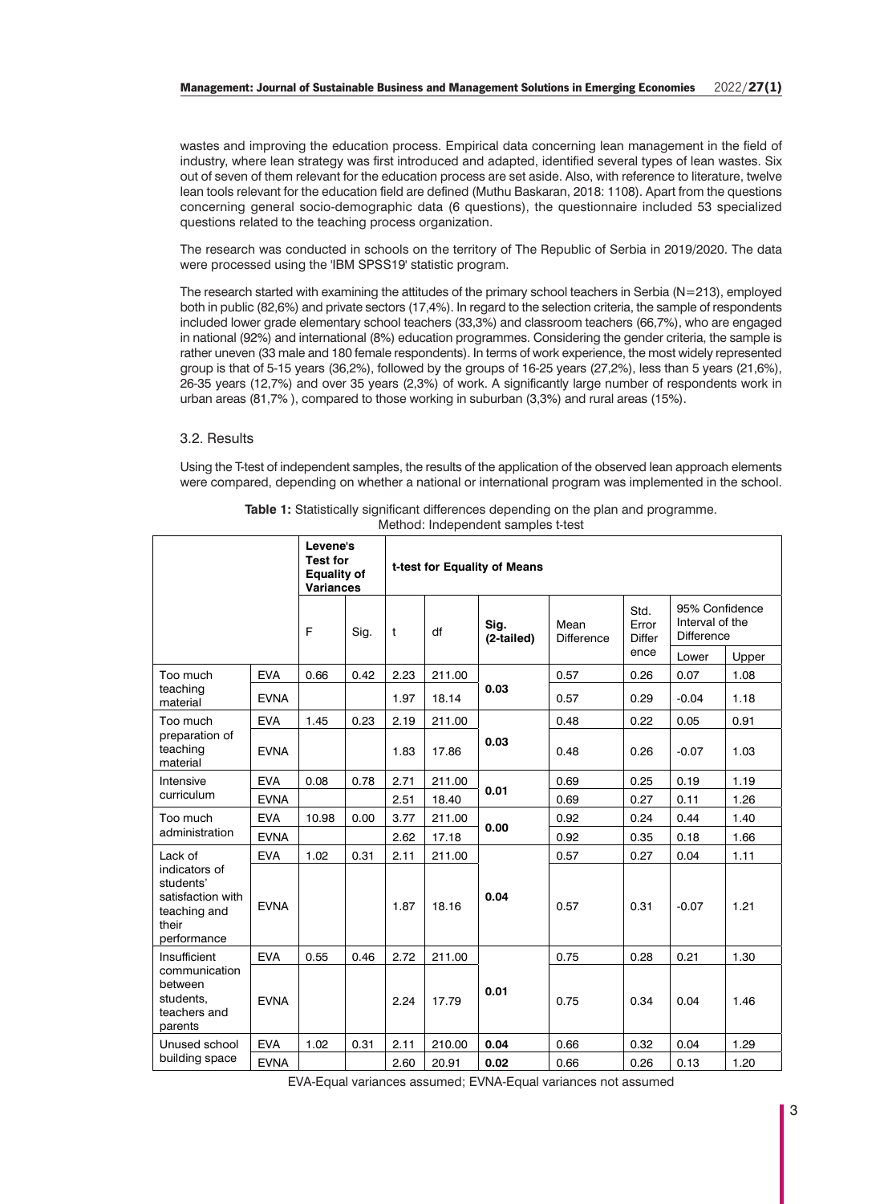wastes and improving the education process. Empirical data concerning lean management in the field of industry, where lean strategy was first introduced and adapted, identified several types of lean wastes. Six out of seven of them relevant for the education process are set aside. Also, with reference to literature, twelve lean tools relevant for the education field are defined (Muthu Baskaran, 2018: 1108). Apart from the questions concerning general socio-demographic data (6 questions), the questionnaire included 53 specialized questions related to the teaching process organization.

The research was conducted in schools on the territory of The Republic of Serbia in 2019/2020. The data were processed using the 'IBM SPSS19' statistic program.

The research started with examining the attitudes of the primary school teachers in Serbia (N=213), employed both in public (82,6%) and private sectors (17,4%). In regard to the selection criteria, the sample of respondents included lower grade elementary school teachers (33,3%) and classroom teachers (66,7%), who are engaged in national (92%) and international (8%) education programmes. Considering the gender criteria, the sample is rather uneven (33 male and 180 female respondents). In terms of work experience, the most widely represented group is that of 5-15 years (36,2%), followed by the groups of 16-25 years (27,2%), less than 5 years (21,6%), 26-35 years (12,7%) and over 35 years (2,3%) of work. A significantly large number of respondents work in urban areas (81,7% ), compared to those working in suburban (3,3%) and rural areas (15%).

### 3.2. Results

Using the T-test of independent samples, the results of the application of the observed lean approach elements were compared, depending on whether a national or international program was implemented in the school.

**Table 1:** Statistically significant differences depending on the plan and programme.
Method: Independent samples t-test

| | | Levene's Test for Equality of Variances | | t-test for Equality of Means | | | | | | |
|---|---|---|---|---|---|---|---|---|---|---|
| | | F | Sig. | t | df | Sig. (2-tailed) | Mean Difference | Std. Error Difference | 95% Confidence Interval of the Difference Lower | Upper |
| Too much teaching material | EVA | 0.66 | 0.42 | 2.23 | 211.00 | **0.03** | 0.57 | 0.26 | 0.07 | 1.08 |
| | EVNA | | | 1.97 | 18.14 | | 0.57 | 0.29 | -0.04 | 1.18 |
| Too much preparation of teaching material | EVA | 1.45 | 0.23 | 2.19 | 211.00 | **0.03** | 0.48 | 0.22 | 0.05 | 0.91 |
| | EVNA | | | 1.83 | 17.86 | | 0.48 | 0.26 | -0.07 | 1.03 |
| Intensive curriculum | EVA | 0.08 | 0.78 | 2.71 | 211.00 | **0.01** | 0.69 | 0.25 | 0.19 | 1.19 |
| | EVNA | | | 2.51 | 18.40 | | 0.69 | 0.27 | 0.11 | 1.26 |
| Too much administration | EVA | 10.98 | 0.00 | 3.77 | 211.00 | **0.00** | 0.92 | 0.24 | 0.44 | 1.40 |
| | EVNA | | | 2.62 | 17.18 | | 0.92 | 0.35 | 0.18 | 1.66 |
| Lack of indicators of students' satisfaction with teaching and their performance | EVA | 1.02 | 0.31 | 2.11 | 211.00 | **0.04** | 0.57 | 0.27 | 0.04 | 1.11 |
| | EVNA | | | 1.87 | 18.16 | | 0.57 | 0.31 | -0.07 | 1.21 |
| Insufficient communication between students, teachers and parents | EVA | 0.55 | 0.46 | 2.72 | 211.00 | **0.01** | 0.75 | 0.28 | 0.21 | 1.30 |
| | EVNA | | | 2.24 | 17.79 | | 0.75 | 0.34 | 0.04 | 1.46 |
| Unused school building space | EVA | 1.02 | 0.31 | 2.11 | 210.00 | **0.04** | 0.66 | 0.32 | 0.04 | 1.29 |
| | EVNA | | | 2.60 | 20.91 | **0.02** | 0.66 | 0.26 | 0.13 | 1.20 |

EVA-Equal variances assumed; EVNA-Equal variances not assumed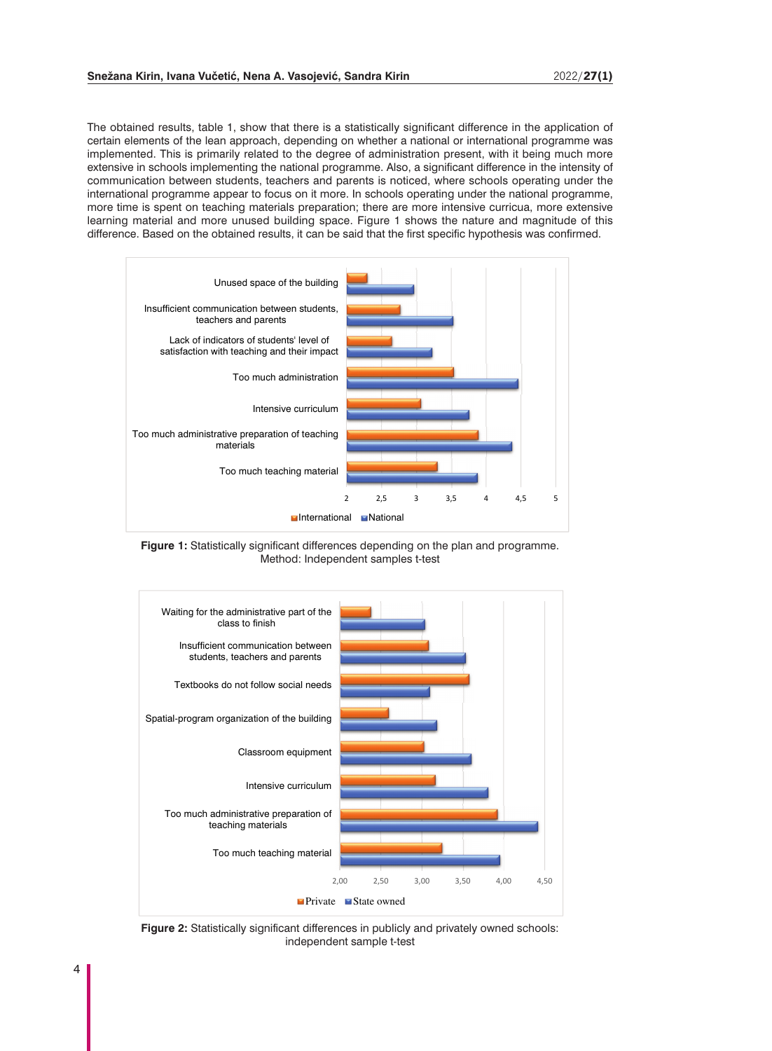The obtained results, table 1, show that there is a statistically significant difference in the application of certain elements of the lean approach, depending on whether a national or international programme was implemented. This is primarily related to the degree of administration present, with it being much more extensive in schools implementing the national programme. Also, a significant difference in the intensity of communication between students, teachers and parents is noticed, where schools operating under the international programme appear to focus on it more. In schools operating under the national programme, more time is spent on teaching materials preparation; there are more intensive curricua, more extensive learning material and more unused building space. Figure 1 shows the nature and magnitude of this difference. Based on the obtained results, it can be said that the first specific hypothesis was confirmed.

**Figure 1:** Statistically significant differences depending on the plan and programme. Method: Independent samples t-test

**Figure 2:** Statistically significant differences in publicly and privately owned schools: independent sample t-test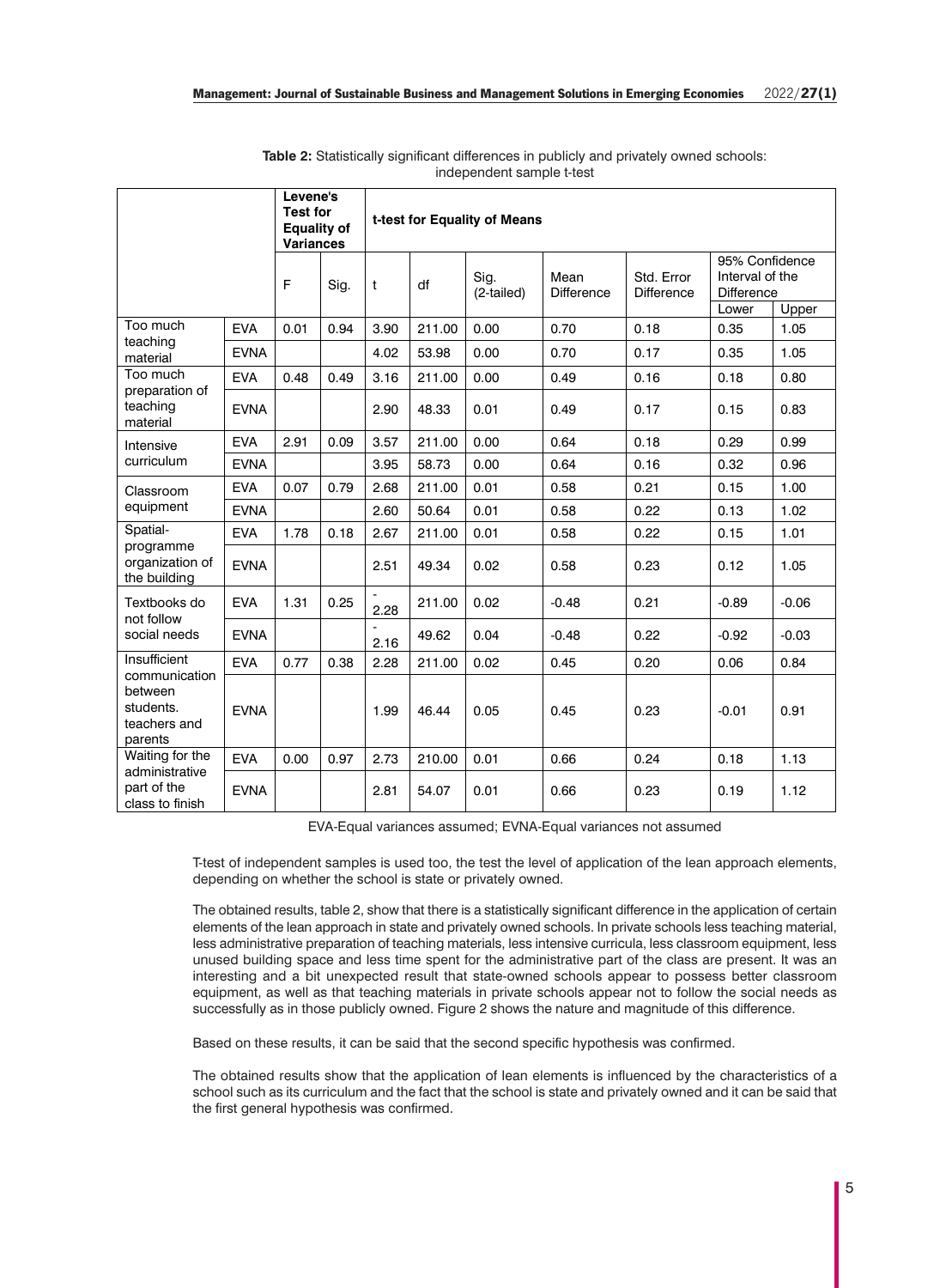**Table 2:** Statistically significant differences in publicly and privately owned schools: independent sample t-test

| | | Levene's Test for Equality of Variances | | t-test for Equality of Means | | | | | | |
|---|---|---|---|---|---|---|---|---|---|---|
| | | F | Sig. | t | df | Sig. (2-tailed) | Mean Difference | Std. Error Difference | 95% Confidence Interval of the Difference | |
| | | | | | | | | | Lower | Upper |
| Too much teaching material | EVA | 0.01 | 0.94 | 3.90 | 211.00 | 0.00 | 0.70 | 0.18 | 0.35 | 1.05 |
| | EVNA | | | 4.02 | 53.98 | 0.00 | 0.70 | 0.17 | 0.35 | 1.05 |
| Too much preparation of teaching material | EVA | 0.48 | 0.49 | 3.16 | 211.00 | 0.00 | 0.49 | 0.16 | 0.18 | 0.80 |
| | EVNA | | | 2.90 | 48.33 | 0.01 | 0.49 | 0.17 | 0.15 | 0.83 |
| Intensive curriculum | EVA | 2.91 | 0.09 | 3.57 | 211.00 | 0.00 | 0.64 | 0.18 | 0.29 | 0.99 |
| | EVNA | | | 3.95 | 58.73 | 0.00 | 0.64 | 0.16 | 0.32 | 0.96 |
| Classroom equipment | EVA | 0.07 | 0.79 | 2.68 | 211.00 | 0.01 | 0.58 | 0.21 | 0.15 | 1.00 |
| | EVNA | | | 2.60 | 50.64 | 0.01 | 0.58 | 0.22 | 0.13 | 1.02 |
| Spatial-programme organization of the building | EVA | 1.78 | 0.18 | 2.67 | 211.00 | 0.01 | 0.58 | 0.22 | 0.15 | 1.01 |
| | EVNA | | | 2.51 | 49.34 | 0.02 | 0.58 | 0.23 | 0.12 | 1.05 |
| Textbooks do not follow social needs | EVA | 1.31 | 0.25 | -2.28 | 211.00 | 0.02 | -0.48 | 0.21 | -0.89 | -0.06 |
| | EVNA | | | -2.16 | 49.62 | 0.04 | -0.48 | 0.22 | -0.92 | -0.03 |
| Insufficient communication between students. teachers and parents | EVA | 0.77 | 0.38 | 2.28 | 211.00 | 0.02 | 0.45 | 0.20 | 0.06 | 0.84 |
| | EVNA | | | 1.99 | 46.44 | 0.05 | 0.45 | 0.23 | -0.01 | 0.91 |
| Waiting for the administrative part of the class to finish | EVA | 0.00 | 0.97 | 2.73 | 210.00 | 0.01 | 0.66 | 0.24 | 0.18 | 1.13 |
| | EVNA | | | 2.81 | 54.07 | 0.01 | 0.66 | 0.23 | 0.19 | 1.12 |

EVA-Equal variances assumed; EVNA-Equal variances not assumed

T-test of independent samples is used too, the test the level of application of the lean approach elements, depending on whether the school is state or privately owned.

The obtained results, table 2, show that there is a statistically significant difference in the application of certain elements of the lean approach in state and privately owned schools. In private schools less teaching material, less administrative preparation of teaching materials, less intensive curricula, less classroom equipment, less unused building space and less time spent for the administrative part of the class are present. It was an interesting and a bit unexpected result that state-owned schools appear to possess better classroom equipment, as well as that teaching materials in private schools appear not to follow the social needs as successfully as in those publicly owned. Figure 2 shows the nature and magnitude of this difference.

Based on these results, it can be said that the second specific hypothesis was confirmed.

The obtained results show that the application of lean elements is influenced by the characteristics of a school such as its curriculum and the fact that the school is state and privately owned and it can be said that the first general hypothesis was confirmed.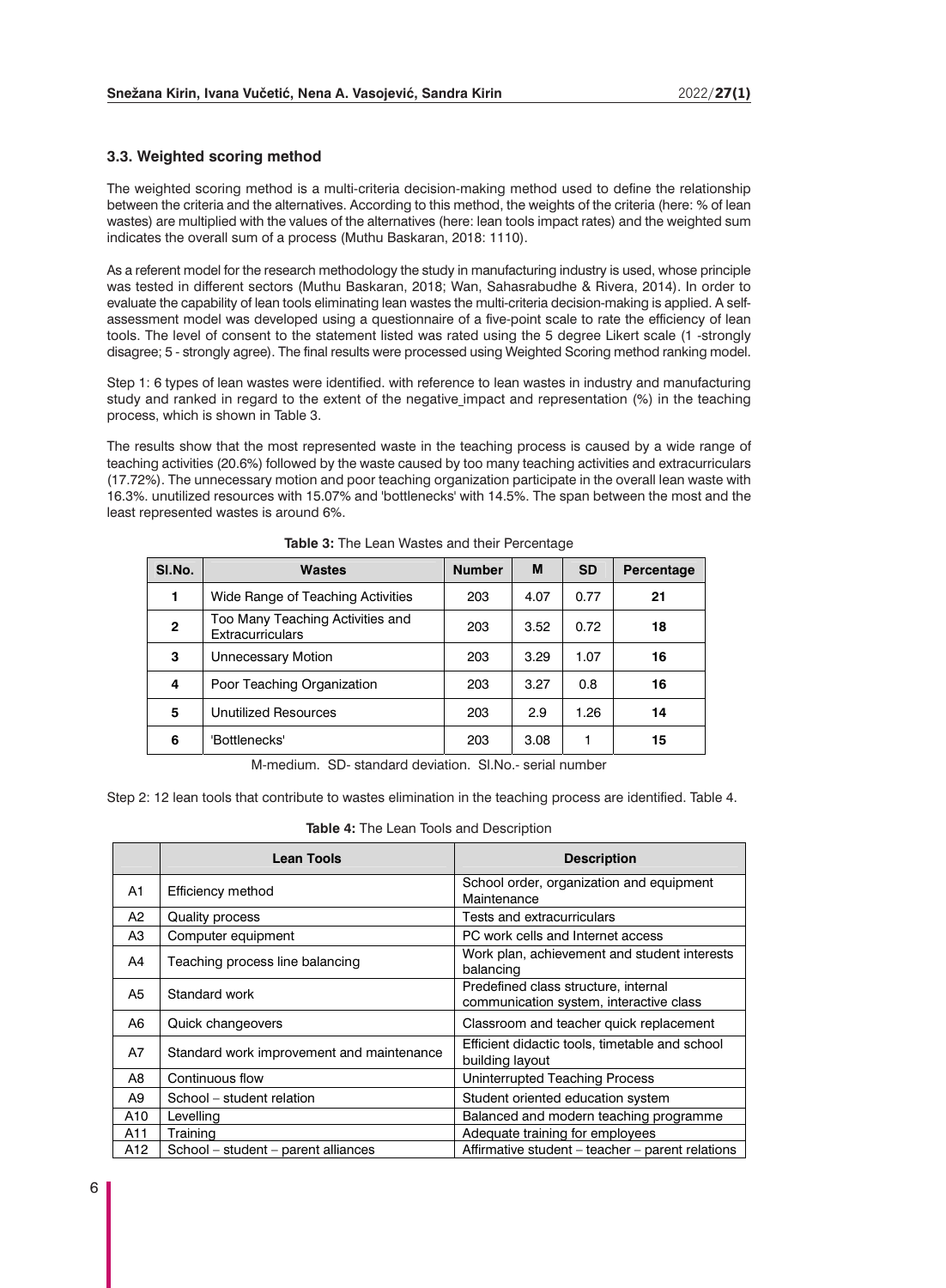### 3.3. Weighted scoring method

The weighted scoring method is a multi-criteria decision-making method used to define the relationship between the criteria and the alternatives. According to this method, the weights of the criteria (here: % of lean wastes) are multiplied with the values of the alternatives (here: lean tools impact rates) and the weighted sum indicates the overall sum of a process (Muthu Baskaran, 2018: 1110).

As a referent model for the research methodology the study in manufacturing industry is used, whose principle was tested in different sectors (Muthu Baskaran, 2018; Wan, Sahasrabudhe & Rivera, 2014). In order to evaluate the capability of lean tools eliminating lean wastes the multi-criteria decision-making is applied. A self-assessment model was developed using a questionnaire of a five-point scale to rate the efficiency of lean tools. The level of consent to the statement listed was rated using the 5 degree Likert scale (1 -strongly disagree; 5 - strongly agree). The final results were processed using Weighted Scoring method ranking model.

Step 1: 6 types of lean wastes were identified. with reference to lean wastes in industry and manufacturing study and ranked in regard to the extent of the negative_impact and representation (%) in the teaching process, which is shown in Table 3.

The results show that the most represented waste in the teaching process is caused by a wide range of teaching activities (20.6%) followed by the waste caused by too many teaching activities and extracurriculars (17.72%). The unnecessary motion and poor teaching organization participate in the overall lean waste with 16.3%. unutilized resources with 15.07% and 'bottlenecks' with 14.5%. The span between the most and the least represented wastes is around 6%.

**Table 3:** The Lean Wastes and their Percentage

| Sl.No. | Wastes | Number | M | SD | Percentage |
|---|---|---|---|---|---|
| **1** | Wide Range of Teaching Activities | 203 | 4.07 | 0.77 | **21** |
| **2** | Too Many Teaching Activities and Extracurriculars | 203 | 3.52 | 0.72 | **18** |
| **3** | Unnecessary Motion | 203 | 3.29 | 1.07 | **16** |
| **4** | Poor Teaching Organization | 203 | 3.27 | 0.8 | **16** |
| **5** | Unutilized Resources | 203 | 2.9 | 1.26 | **14** |
| **6** | 'Bottlenecks' | 203 | 3.08 | 1 | **15** |

M-medium. SD- standard deviation. Sl.No.- serial number

Step 2: 12 lean tools that contribute to wastes elimination in the teaching process are identified. Table 4.

**Table 4:** The Lean Tools and Description

| | Lean Tools | Description |
|---|---|---|
| A1 | Efficiency method | School order, organization and equipment Maintenance |
| A2 | Quality process | Tests and extracurriculars |
| A3 | Computer equipment | PC work cells and Internet access |
| A4 | Teaching process line balancing | Work plan, achievement and student interests balancing |
| A5 | Standard work | Predefined class structure, internal communication system, interactive class |
| A6 | Quick changeovers | Classroom and teacher quick replacement |
| A7 | Standard work improvement and maintenance | Efficient didactic tools, timetable and school building layout |
| A8 | Continuous flow | Uninterrupted Teaching Process |
| A9 | School – student relation | Student oriented education system |
| A10 | Levelling | Balanced and modern teaching programme |
| A11 | Training | Adequate training for employees |
| A12 | School – student – parent alliances | Affirmative student – teacher – parent relations |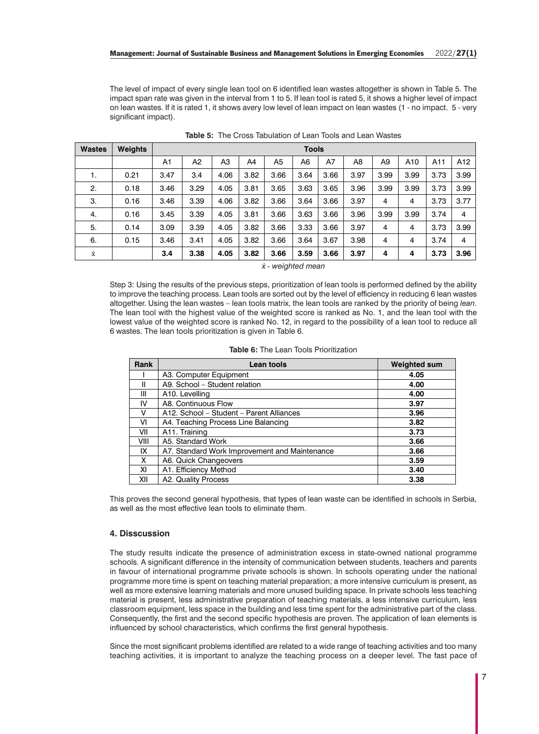The level of impact of every single lean tool on 6 identified lean wastes altogether is shown in Table 5. The impact span rate was given in the interval from 1 to 5. If lean tool is rated 5, it shows a higher level of impact on lean wastes. If it is rated 1, it shows avery low level of lean impact on lean wastes (1 - no impact. 5 - very significant impact).

**Table 5:** The Cross Tabulation of Lean Tools and Lean Wastes

| Wastes | Weights | Tools | | | | | | | | | | | |
|---|---|---|---|---|---|---|---|---|---|---|---|---|---|
| | | A1 | A2 | A3 | A4 | A5 | A6 | A7 | A8 | A9 | A10 | A11 | A12 |
| 1. | 0.21 | 3.47 | 3.4 | 4.06 | 3.82 | 3.66 | 3.64 | 3.66 | 3.97 | 3.99 | 3.99 | 3.73 | 3.99 |
| 2. | 0.18 | 3.46 | 3.29 | 4.05 | 3.81 | 3.65 | 3.63 | 3.65 | 3.96 | 3.99 | 3.99 | 3.73 | 3.99 |
| 3. | 0.16 | 3.46 | 3.39 | 4.06 | 3.82 | 3.66 | 3.64 | 3.66 | 3.97 | 4 | 4 | 3.73 | 3.77 |
| 4. | 0.16 | 3.45 | 3.39 | 4.05 | 3.81 | 3.66 | 3.63 | 3.66 | 3.96 | 3.99 | 3.99 | 3.74 | 4 |
| 5. | 0.14 | 3.09 | 3.39 | 4.05 | 3.82 | 3.66 | 3.33 | 3.66 | 3.97 | 4 | 4 | 3.73 | 3.99 |
| 6. | 0.15 | 3.46 | 3.41 | 4.05 | 3.82 | 3.66 | 3.64 | 3.67 | 3.98 | 4 | 4 | 3.74 | 4 |
| $\dot{x}$ | | **3.4** | **3.38** | **4.05** | **3.82** | **3.66** | **3.59** | **3.66** | **3.97** | **4** | **4** | **3.73** | **3.96** |

*$\dot{x}$ - weighted mean*

Step 3: Using the results of the previous steps, prioritization of lean tools is performed defined by the ability to improve the teaching process. Lean tools are sorted out by the level of efficiency in reducing 6 lean wastes altogether. Using the lean wastes – lean tools matrix, the lean tools are ranked by the priority of being *lean*. The lean tool with the highest value of the weighted score is ranked as No. 1, and the lean tool with the lowest value of the weighted score is ranked No. 12, in regard to the possibility of a lean tool to reduce all 6 wastes. The lean tools prioritization is given in Table 6.

**Table 6:** The Lean Tools Prioritization

| Rank | Lean tools | Weighted sum |
|---|---|---|
| I | A3. Computer Equipment | **4.05** |
| II | A9. School – Student relation | **4.00** |
| III | A10. Levelling | **4.00** |
| IV | A8. Continuous Flow | **3.97** |
| V | A12. School – Student – Parent Alliances | **3.96** |
| VI | A4. Teaching Process Line Balancing | **3.82** |
| VII | A11. Training | **3.73** |
| VIII | A5. Standard Work | **3.66** |
| IX | A7. Standard Work Improvement and Maintenance | **3.66** |
| X | A6. Quick Changeovers | **3.59** |
| XI | A1. Efficiency Method | **3.40** |
| XII | A2. Quality Process | **3.38** |

This proves the second general hypothesis, that types of lean waste can be identified in schools in Serbia, as well as the most effective lean tools to eliminate them.

## 4. Disscussion

The study results indicate the presence of administration excess in state-owned national programme schools. A significant difference in the intensity of communication between students, teachers and parents in favour of international programme private schools is shown. In schools operating under the national programme more time is spent on teaching material preparation; a more intensive curriculum is present, as well as more extensive learning materials and more unused building space. In private schools less teaching material is present, less administrative preparation of teaching materials, a less intensive curriculum, less classroom equipment, less space in the building and less time spent for the administrative part of the class. Consequently, the first and the second specific hypothesis are proven. The application of lean elements is influenced by school characteristics, which confirms the first general hypothesis.

Since the most significant problems identified are related to a wide range of teaching activities and too many teaching activities, it is important to analyze the teaching process on a deeper level. The fast pace of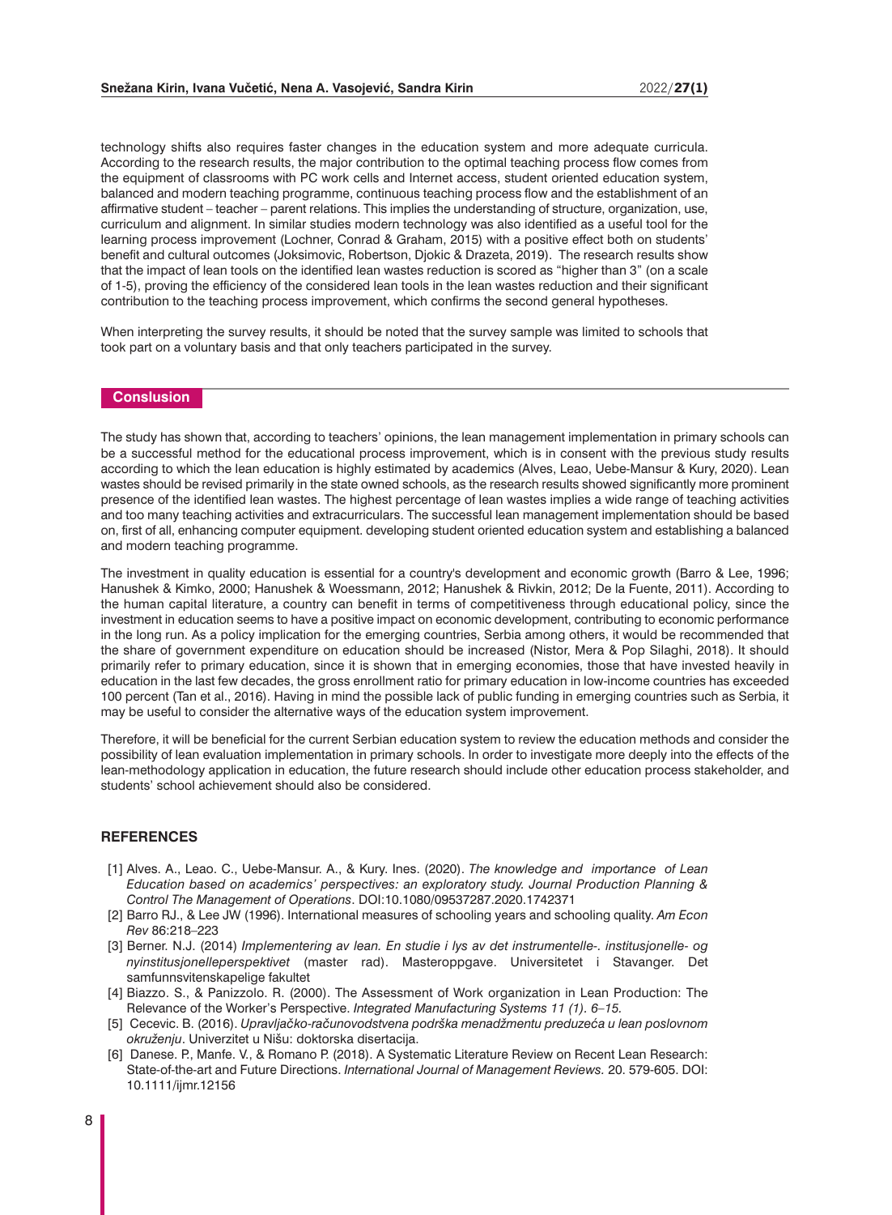technology shifts also requires faster changes in the education system and more adequate curricula. According to the research results, the major contribution to the optimal teaching process flow comes from the equipment of classrooms with PC work cells and Internet access, student oriented education system, balanced and modern teaching programme, continuous teaching process flow and the establishment of an affirmative student – teacher – parent relations. This implies the understanding of structure, organization, use, curriculum and alignment. In similar studies modern technology was also identified as a useful tool for the learning process improvement (Lochner, Conrad & Graham, 2015) with a positive effect both on students' benefit and cultural outcomes (Joksimovic, Robertson, Djokic & Drazeta, 2019). The research results show that the impact of lean tools on the identified lean wastes reduction is scored as "higher than 3" (on a scale of 1-5), proving the efficiency of the considered lean tools in the lean wastes reduction and their significant contribution to the teaching process improvement, which confirms the second general hypotheses.

When interpreting the survey results, it should be noted that the survey sample was limited to schools that took part on a voluntary basis and that only teachers participated in the survey.

## Conslusion

The study has shown that, according to teachers' opinions, the lean management implementation in primary schools can be a successful method for the educational process improvement, which is in consent with the previous study results according to which the lean education is highly estimated by academics (Alves, Leao, Uebe-Mansur & Kury, 2020). Lean wastes should be revised primarily in the state owned schools, as the research results showed significantly more prominent presence of the identified lean wastes. The highest percentage of lean wastes implies a wide range of teaching activities and too many teaching activities and extracurriculars. The successful lean management implementation should be based on, first of all, enhancing computer equipment. developing student oriented education system and establishing a balanced and modern teaching programme.

The investment in quality education is essential for a country's development and economic growth (Barro & Lee, 1996; Hanushek & Kimko, 2000; Hanushek & Woessmann, 2012; Hanushek & Rivkin, 2012; De la Fuente, 2011). According to the human capital literature, a country can benefit in terms of competitiveness through educational policy, since the investment in education seems to have a positive impact on economic development, contributing to economic performance in the long run. As a policy implication for the emerging countries, Serbia among others, it would be recommended that the share of government expenditure on education should be increased (Nistor, Mera & Pop Silaghi, 2018). It should primarily refer to primary education, since it is shown that in emerging economies, those that have invested heavily in education in the last few decades, the gross enrollment ratio for primary education in low-income countries has exceeded 100 percent (Tan et al., 2016). Having in mind the possible lack of public funding in emerging countries such as Serbia, it may be useful to consider the alternative ways of the education system improvement.

Therefore, it will be beneficial for the current Serbian education system to review the education methods and consider the possibility of lean evaluation implementation in primary schools. In order to investigate more deeply into the effects of the lean-methodology application in education, the future research should include other education process stakeholder, and students' school achievement should also be considered.

## REFERENCES

[1] Alves. A., Leao. C., Uebe-Mansur. A., & Kury. Ines. (2020). *The knowledge and importance of Lean Education based on academics' perspectives: an exploratory study. Journal Production Planning & Control The Management of Operations*. DOI:10.1080/09537287.2020.1742371

[2] Barro RJ., & Lee JW (1996). International measures of schooling years and schooling quality. *Am Econ Rev* 86:218–223

[3] Berner. N.J. (2014) *Implementering av lean. En studie i lys av det instrumentelle-. institusjonelle- og nyinstitusjonelleperspektivet* (master rad). Masteroppgave. Universitetet i Stavanger. Det samfunnsvitenskapelige fakultet

[4] Biazzo. S., & Panizzolo. R. (2000). The Assessment of Work organization in Lean Production: The Relevance of the Worker's Perspective. *Integrated Manufacturing Systems 11 (1). 6–15.*

[5] Cecevic. B. (2016). *Upravljačko-računovodstvena podrška menadžmentu preduzeća u lean poslovnom okruženju*. Univerzitet u Nišu: doktorska disertacija.

[6] Danese. P., Manfe. V., & Romano P. (2018). A Systematic Literature Review on Recent Lean Research: State-of-the-art and Future Directions. *International Journal of Management Reviews.* 20. 579-605. DOI: 10.1111/ijmr.12156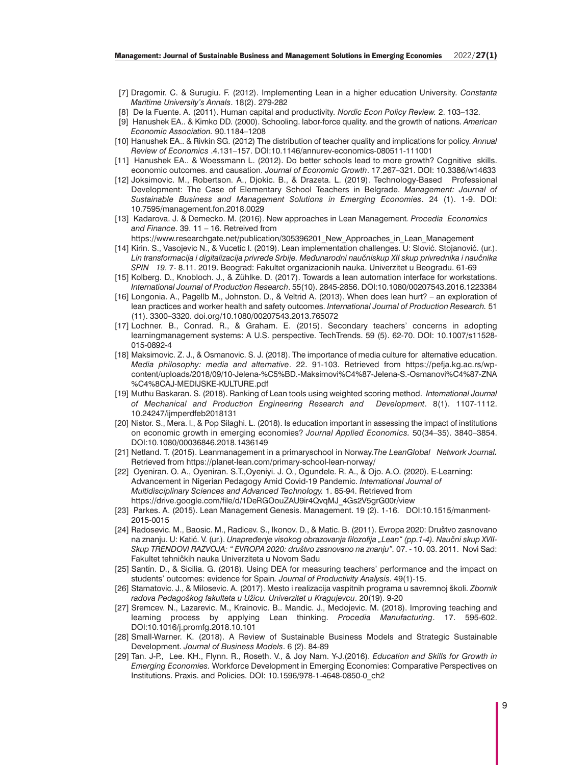[7] Dragomir. C. & Surugiu. F. (2012). Implementing Lean in a higher education University. *Constanta Maritime University's Annals*. 18(2). 279-282

[8] De la Fuente. A. (2011). Human capital and productivity. *Nordic Econ Policy Review.* 2. 103–132.

[9] Hanushek EA.. & Kimko DD. (2000). Schooling. labor-force quality. and the growth of nations. *American Economic Association.* 90.1184–1208

[10] Hanushek EA.. & Rivkin SG. (2012) The distribution of teacher quality and implications for policy. *Annual Review of Economics* .4.131–157. DOI:10.1146/annurev-economics-080511-111001

[11] Hanushek EA.. & Woessmann L. (2012). Do better schools lead to more growth? Cognitive skills. economic outcomes. and causation. *Journal of Economic Growth*. 17.267–321. DOI: 10.3386/w14633

[12] Joksimovic. M., Robertson. A., Djokic. B., & Drazeta. L. (2019). Technology-Based Professional Development: The Case of Elementary School Teachers in Belgrade. *Management: Journal of Sustainable Business and Management Solutions in Emerging Economies*. 24 (1). 1-9. DOI: 10.7595/management.fon.2018.0029

[13] Kadarova. J. & Demecko. M. (2016). New approaches in Lean Management*. Procedia Economics and Finance*. 39. 11 – 16. Retreived from https://www.researchgate.net/publication/305396201_New_Approaches_in_Lean_Management

[14] Kirin. S., Vasojevic N., & Vucetic I. (2019). Lean implementation challenges. U: Slović. Stojanović. (ur.). *Lin transformacija i digitalizacija privrede Srbije. Međunarodni naučniskup XII skup privrednika i naučnika SPIN 19*. 7- 8.11. 2019. Beograd: Fakultet organizacionih nauka. Univerzitet u Beogradu. 61-69

[15] Kolberg. D., Knobloch. J., & Zühlke. D. (2017). Towards a lean automation interface for workstations. *International Journal of Production Research*. 55(10). 2845-2856. DOI:10.1080/00207543.2016.1223384

[16] Longonia. A., Pagellb M., Johnston. D., & Veltrid A. (2013). When does lean hurt? – an exploration of lean practices and worker health and safety outcomes. *International Journal of Production Research.* 51 (11). 3300–3320. doi.org/10.1080/00207543.2013.765072

[17] Lochner. B., Conrad. R., & Graham. E. (2015). Secondary teachers' concerns in adopting learningmanagement systems: A U.S. perspective. TechTrends. 59 (5). 62-70. DOI: 10.1007/s11528-015-0892-4

[18] Maksimovic. Z. J., & Osmanovic. S. J. (2018). The importance of media culture for alternative education. *Media philosophy: media and alternative*. 22. 91-103. Retrieved from https://pefja.kg.ac.rs/wp-content/uploads/2018/09/10-Jelena-%C5%BD.-Maksimovi%C4%87-Jelena-S.-Osmanovi%C4%87-ZNA%C4%8CAJ-MEDIJSKE-KULTURE.pdf

[19] Muthu Baskaran. S. (2018). Ranking of Lean tools using weighted scoring method. *International Journal of Mechanical and Production Engineering Research and Development*. 8(1). 1107-1112. 10.24247/ijmperdfeb2018131

[20] Nistor. S., Mera. I., & Pop Silaghi. L. (2018). Is education important in assessing the impact of institutions on economic growth in emerging economies? *Journal Applied Economics.* 50(34–35). 3840–3854. DOI:10.1080/00036846.2018.1436149

[21] Netland. T. (2015). Leanmanagement in a primaryschool in Norway.*The LeanGlobal Network Journal***.** Retrieved from https://planet-lean.com/primary-school-lean-norway/

[22] Oyeniran. O. A., Oyeniran. S.T.,Oyeniyi. J. O., Ogundele. R. A., & Ojo. A.O. (2020). E-Learning: Advancement in Nigerian Pedagogy Amid Covid-19 Pandemic. *International Journal of Multidisciplinary Sciences and Advanced Technology.* 1. 85-94. Retrieved from https://drive.google.com/file/d/1DeRGOouZAU9ir4QvqMJ_4Gs2V5grG00r/view

[23] Parkes. A. (2015). Lean Management Genesis. Management. 19 (2). 1-16. DOI:10.1515/manment-2015-0015

[24] Radosevic. M., Baosic. M., Radicev. S., Ikonov. D., & Matic. B. (2011). Evropa 2020: Društvo zasnovano na znanju. U: Katić. V. (ur.). *Unapređenje visokog obrazovanja filozofija „Lean" (pp.1-4). Naučni skup XVII-Skup TRENDOVI RAZVOJA: " EVROPA 2020: društvo zasnovano na znanju".* 07. - 10. 03. 2011. Novi Sad: Fakultet tehničkih nauka Univerziteta u Novom Sadu

[25] Santín. D., & Sicilia. G. (2018). Using DEA for measuring teachers' performance and the impact on students' outcomes: evidence for Spain*. Journal of Productivity Analysis*. 49(1)-15.

[26] Stamatovic. J., & Milosevic. A. (2017). Mesto i realizacija vaspitnih programa u savremnoj školi. *Zbornik radova Pedagoškog fakulteta u Užicu. Univerzitet u Kragujevcu*. 20(19). 9-20

[27] Sremcev. N., Lazarevic. M., Krainovic. B.. Mandic. J., Medojevic. M. (2018). Improving teaching and learning process by applying Lean thinking. *Procedia Manufacturing*. 17. 595-602. DOI:10.1016/j.promfg.2018.10.101

[28] Small-Warner. K. (2018). A Review of Sustainable Business Models and Strategic Sustainable Development. *Journal of Business Models*. 6 (2). 84-89

[29] Tan. J-P., Lee. KH., Flynn. R., Roseth. V., & Joy Nam. Y-J.(2016). *Education and Skills for Growth in Emerging Economies.* Workforce Development in Emerging Economies: Comparative Perspectives on Institutions. Praxis. and Policies. DOI: 10.1596/978-1-4648-0850-0_ch2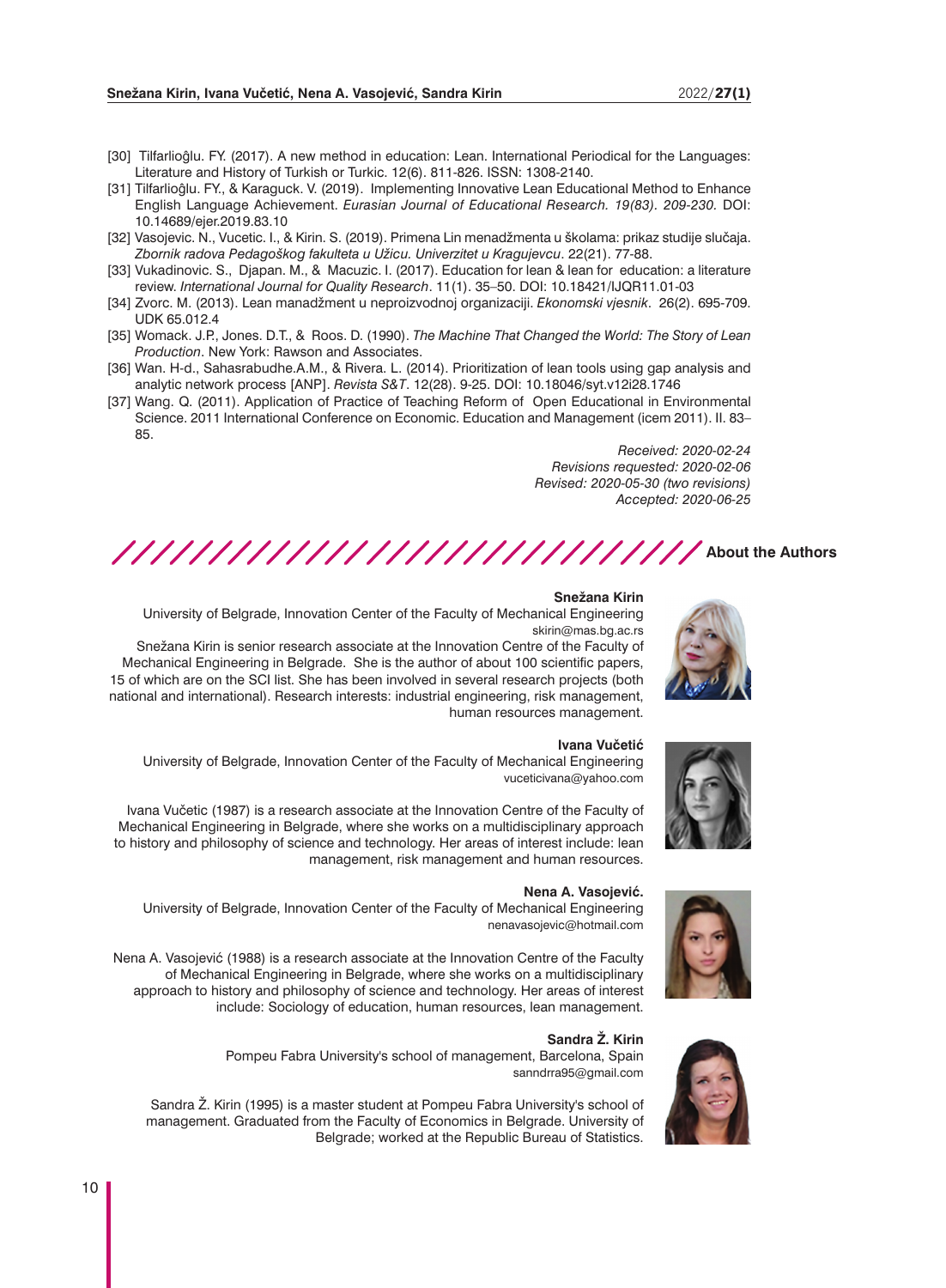[30] Tilfarlioĝlu. FY. (2017). A new method in education: Lean. International Periodical for the Languages: Literature and History of Turkish or Turkic. 12(6). 811-826. ISSN: 1308-2140.

[31] Tilfarlioĝlu. FY., & Karaguck. V. (2019). Implementing Innovative Lean Educational Method to Enhance English Language Achievement. *Eurasian Journal of Educational Research. 19(83). 209-230.* DOI: 10.14689/ejer.2019.83.10

[32] Vasojevic. N., Vucetic. I., & Kirin. S. (2019). Primena Lin menadžmenta u školama: prikaz studije slučaja. *Zbornik radova Pedagoškog fakulteta u Užicu. Univerzitet u Kragujevcu*. 22(21). 77-88.

[33] Vukadinovic. S., Djapan. M., & Macuzic. I. (2017). Education for lean & lean for education: a literature review. *International Journal for Quality Research*. 11(1). 35–50. DOI: 10.18421/IJQR11.01-03

[34] Zvorc. M. (2013). Lean manadžment u neproizvodnoj organizaciji. *Ekonomski vjesnik*. 26(2). 695-709. UDK 65.012.4

[35] Womack. J.P., Jones. D.T., & Roos. D. (1990). *The Machine That Changed the World: The Story of Lean Production*. New York: Rawson and Associates.

[36] Wan. H-d., Sahasrabudhe.A.M., & Rivera. L. (2014). Prioritization of lean tools using gap analysis and analytic network process [ANP]. *Revista S&T*. 12(28). 9-25. DOI: 10.18046/syt.v12i28.1746

[37] Wang. Q. (2011). Application of Practice of Teaching Reform of Open Educational in Environmental Science. 2011 International Conference on Economic. Education and Management (icem 2011). II. 83–85.

*Received: 2020-02-24*
*Revisions requested: 2020-02-06*
*Revised: 2020-05-30 (two revisions)*
*Accepted: 2020-06-25*

## About the Authors

**Snežana Kirin**
University of Belgrade, Innovation Center of the Faculty of Mechanical Engineering
skirin@mas.bg.ac.rs

Snežana Kirin is senior research associate at the Innovation Centre of the Faculty of Mechanical Engineering in Belgrade. She is the author of about 100 scientific papers, 15 of which are on the SCI list. She has been involved in several research projects (both national and international). Research interests: industrial engineering, risk management, human resources management.

**Ivana Vučetić**
University of Belgrade, Innovation Center of the Faculty of Mechanical Engineering
vuceticivana@yahoo.com

Ivana Vučetic (1987) is a research associate at the Innovation Centre of the Faculty of Mechanical Engineering in Belgrade, where she works on a multidisciplinary approach to history and philosophy of science and technology. Her areas of interest include: lean management, risk management and human resources.

**Nena A. Vasojević.**
University of Belgrade, Innovation Center of the Faculty of Mechanical Engineering
nenavasojevic@hotmail.com

Nena A. Vasojević (1988) is a research associate at the Innovation Centre of the Faculty of Mechanical Engineering in Belgrade, where she works on a multidisciplinary approach to history and philosophy of science and technology. Her areas of interest include: Sociology of education, human resources, lean management.

**Sandra Ž. Kirin**
Pompeu Fabra University's school of management, Barcelona, Spain
sanndrra95@gmail.com

Sandra Ž. Kirin (1995) is a master student at Pompeu Fabra University's school of management. Graduated from the Faculty of Economics in Belgrade. University of Belgrade; worked at the Republic Bureau of Statistics.